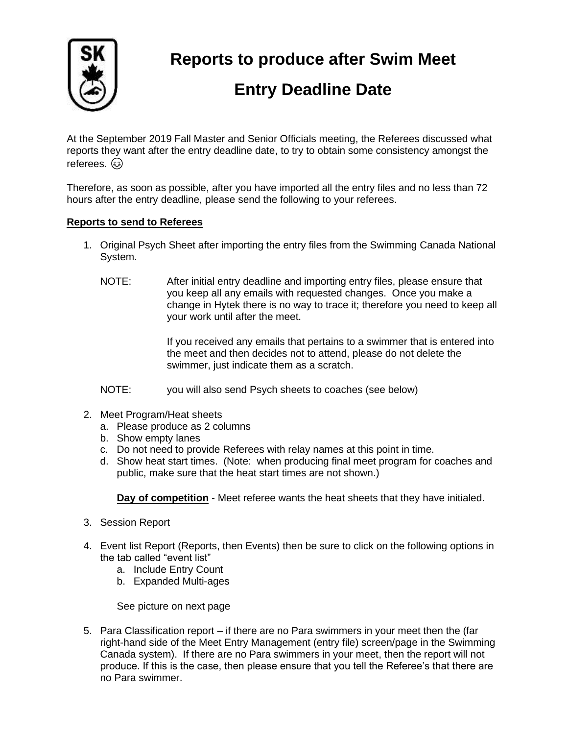# Reports to produce after Swim Meet

# Entry Deadline Date

At the September 2019 Fall Master and Senior Officials meeting, the Referees discussed what reports they want after the entry deadline date, to try to obtain some consistency amongst the referees. 😉

Therefore, as soon as possible, after you have imported all the entry files and no less than 72 hours after the entry deadline, please send the following to your referees.

**Reports to send to Referees**

1. Original Psych Sheet after importing the entry files from the Swimming Canada National System.

   NOTE: After initial entry deadline and importing entry files, please ensure that you keep all any emails with requested changes. Once you make a change in Hytek there is no way to trace it; therefore you need to keep all your work until after the meet.

   If you received any emails that pertains to a swimmer that is entered into the meet and then decides not to attend, please do not delete the swimmer, just indicate them as a scratch.

   NOTE: you will also send Psych sheets to coaches (see below)

2. Meet Program/Heat sheets
   a. Please produce as 2 columns
   b. Show empty lanes
   c. Do not need to provide Referees with relay names at this point in time.
   d. Show heat start times. (Note: when producing final meet program for coaches and public, make sure that the heat start times are not shown.)

   **Day of competition** - Meet referee wants the heat sheets that they have initialed.

3. Session Report

4. Event list Report (Reports, then Events) then be sure to click on the following options in the tab called "event list"
   a. Include Entry Count
   b. Expanded Multi-ages

   See picture on next page

5. Para Classification report – if there are no Para swimmers in your meet then the (far right-hand side of the Meet Entry Management (entry file) screen/page in the Swimming Canada system). If there are no Para swimmers in your meet, then the report will not produce. If this is the case, then please ensure that you tell the Referee's that there are no Para swimmer.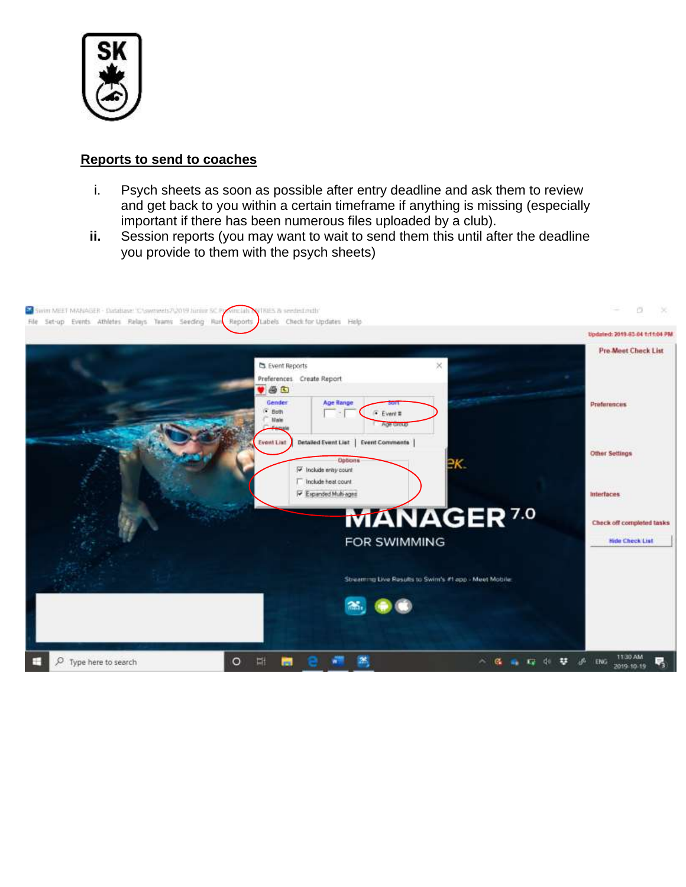## Reports to send to coaches

i. Psych sheets as soon as possible after entry deadline and ask them to review and get back to you within a certain timeframe if anything is missing (especially important if there has been numerous files uploaded by a club).

ii. Session reports (you may want to wait to send them this until after the deadline you provide to them with the psych sheets)